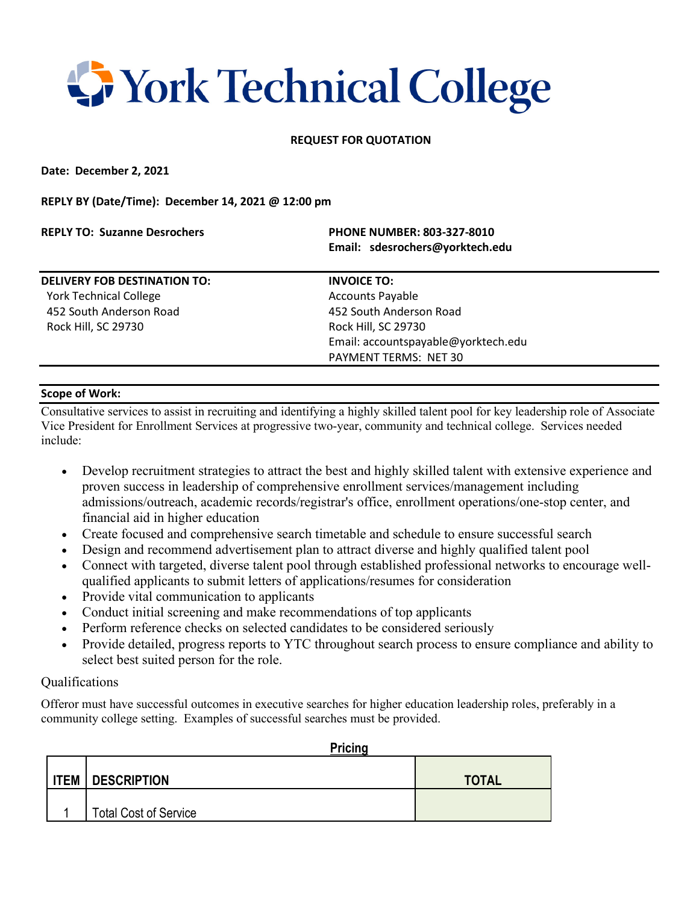# York Technical College

**REQUEST FOR QUOTATION**

**Date: December 2, 2021**

**REPLY BY (Date/Time): December 14, 2021 @ 12:00 pm**

**REPLY TO: Suzanne Desrochers**

**PHONE NUMBER: 803-327-8010**
**Email: sdesrochers@yorktech.edu**

**DELIVERY FOB DESTINATION TO:**
York Technical College
452 South Anderson Road
Rock Hill, SC 29730

**INVOICE TO:**
Accounts Payable
452 South Anderson Road
Rock Hill, SC 29730
Email: accountspayable@yorktech.edu
PAYMENT TERMS: NET 30

**Scope of Work:**

Consultative services to assist in recruiting and identifying a highly skilled talent pool for key leadership role of Associate Vice President for Enrollment Services at progressive two-year, community and technical college. Services needed include:

- Develop recruitment strategies to attract the best and highly skilled talent with extensive experience and proven success in leadership of comprehensive enrollment services/management including admissions/outreach, academic records/registrar's office, enrollment operations/one-stop center, and financial aid in higher education
- Create focused and comprehensive search timetable and schedule to ensure successful search
- Design and recommend advertisement plan to attract diverse and highly qualified talent pool
- Connect with targeted, diverse talent pool through established professional networks to encourage well-qualified applicants to submit letters of applications/resumes for consideration
- Provide vital communication to applicants
- Conduct initial screening and make recommendations of top applicants
- Perform reference checks on selected candidates to be considered seriously
- Provide detailed, progress reports to YTC throughout search process to ensure compliance and ability to select best suited person for the role.

Qualifications

Offeror must have successful outcomes in executive searches for higher education leadership roles, preferably in a community college setting. Examples of successful searches must be provided.

**Pricing**

| ITEM | DESCRIPTION | TOTAL |
|---|---|---|
| 1 | Total Cost of Service | |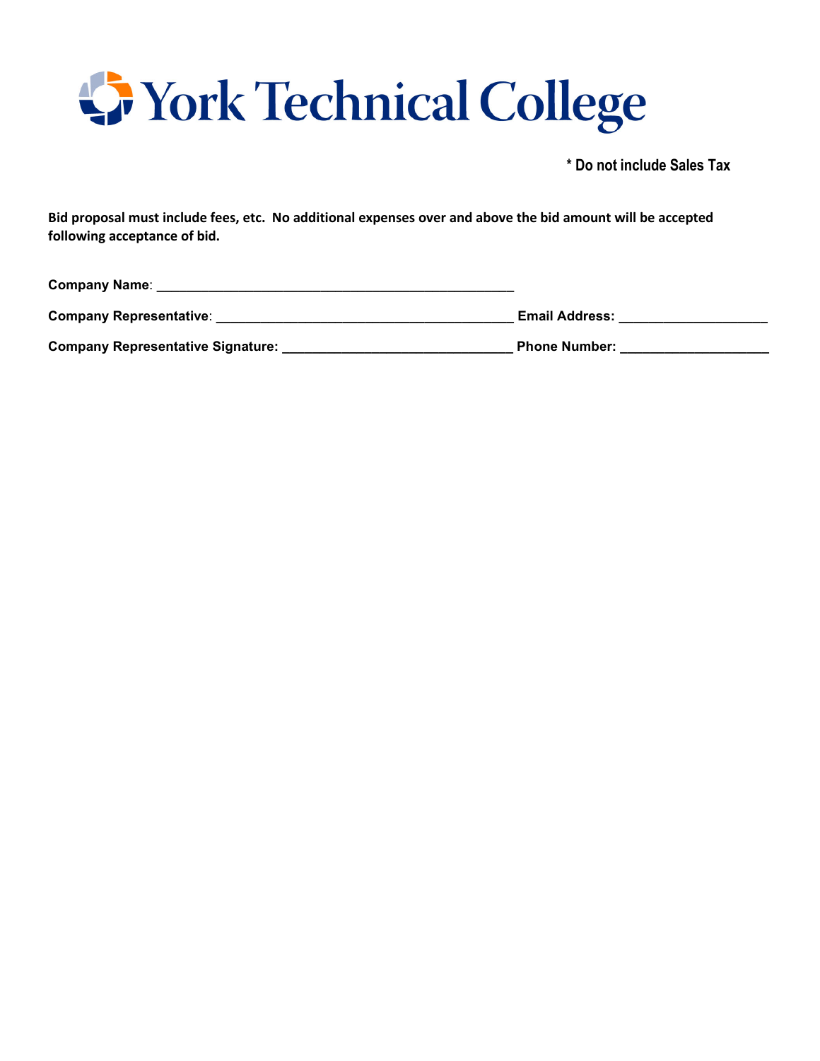York Technical College

**\* Do not include Sales Tax**

**Bid proposal must include fees, etc. No additional expenses over and above the bid amount will be accepted following acceptance of bid.**

**Company Name**: ________________________________________________

**Company Representative**: ________________________________________ **Email Address:** ____________________

**Company Representative Signature:** ______________________________ **Phone Number:** ____________________